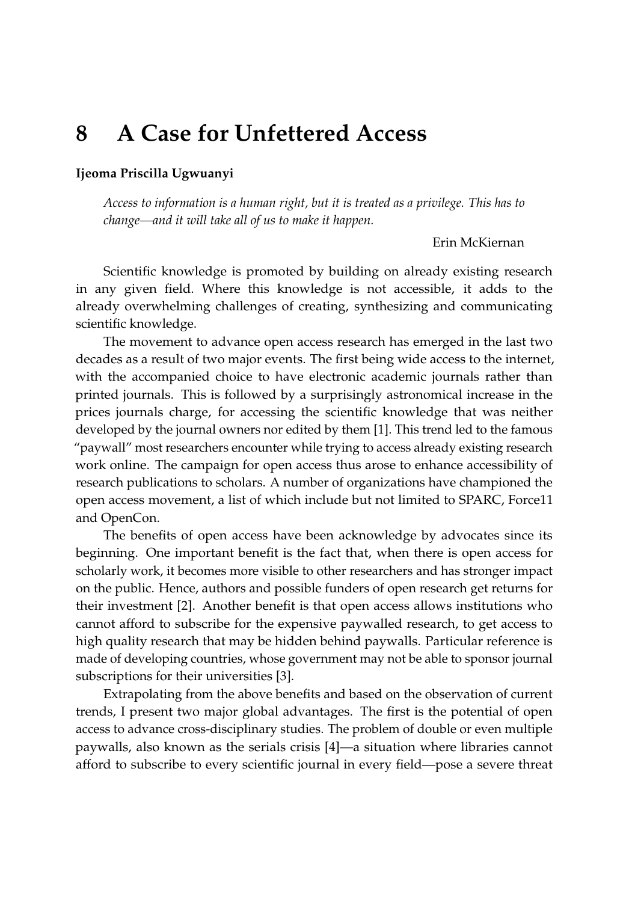# 8 A Case for Unfettered Access

**Ijeoma Priscilla Ugwuanyi**

> *Access to information is a human right, but it is treated as a privilege. This has to change—and it will take all of us to make it happen.*
>
> Erin McKiernan

Scientific knowledge is promoted by building on already existing research in any given field. Where this knowledge is not accessible, it adds to the already overwhelming challenges of creating, synthesizing and communicating scientific knowledge.

The movement to advance open access research has emerged in the last two decades as a result of two major events. The first being wide access to the internet, with the accompanied choice to have electronic academic journals rather than printed journals. This is followed by a surprisingly astronomical increase in the prices journals charge, for accessing the scientific knowledge that was neither developed by the journal owners nor edited by them [1]. This trend led to the famous "paywall" most researchers encounter while trying to access already existing research work online. The campaign for open access thus arose to enhance accessibility of research publications to scholars. A number of organizations have championed the open access movement, a list of which include but not limited to SPARC, Force11 and OpenCon.

The benefits of open access have been acknowledge by advocates since its beginning. One important benefit is the fact that, when there is open access for scholarly work, it becomes more visible to other researchers and has stronger impact on the public. Hence, authors and possible funders of open research get returns for their investment [2]. Another benefit is that open access allows institutions who cannot afford to subscribe for the expensive paywalled research, to get access to high quality research that may be hidden behind paywalls. Particular reference is made of developing countries, whose government may not be able to sponsor journal subscriptions for their universities [3].

Extrapolating from the above benefits and based on the observation of current trends, I present two major global advantages. The first is the potential of open access to advance cross-disciplinary studies. The problem of double or even multiple paywalls, also known as the serials crisis [4]—a situation where libraries cannot afford to subscribe to every scientific journal in every field—pose a severe threat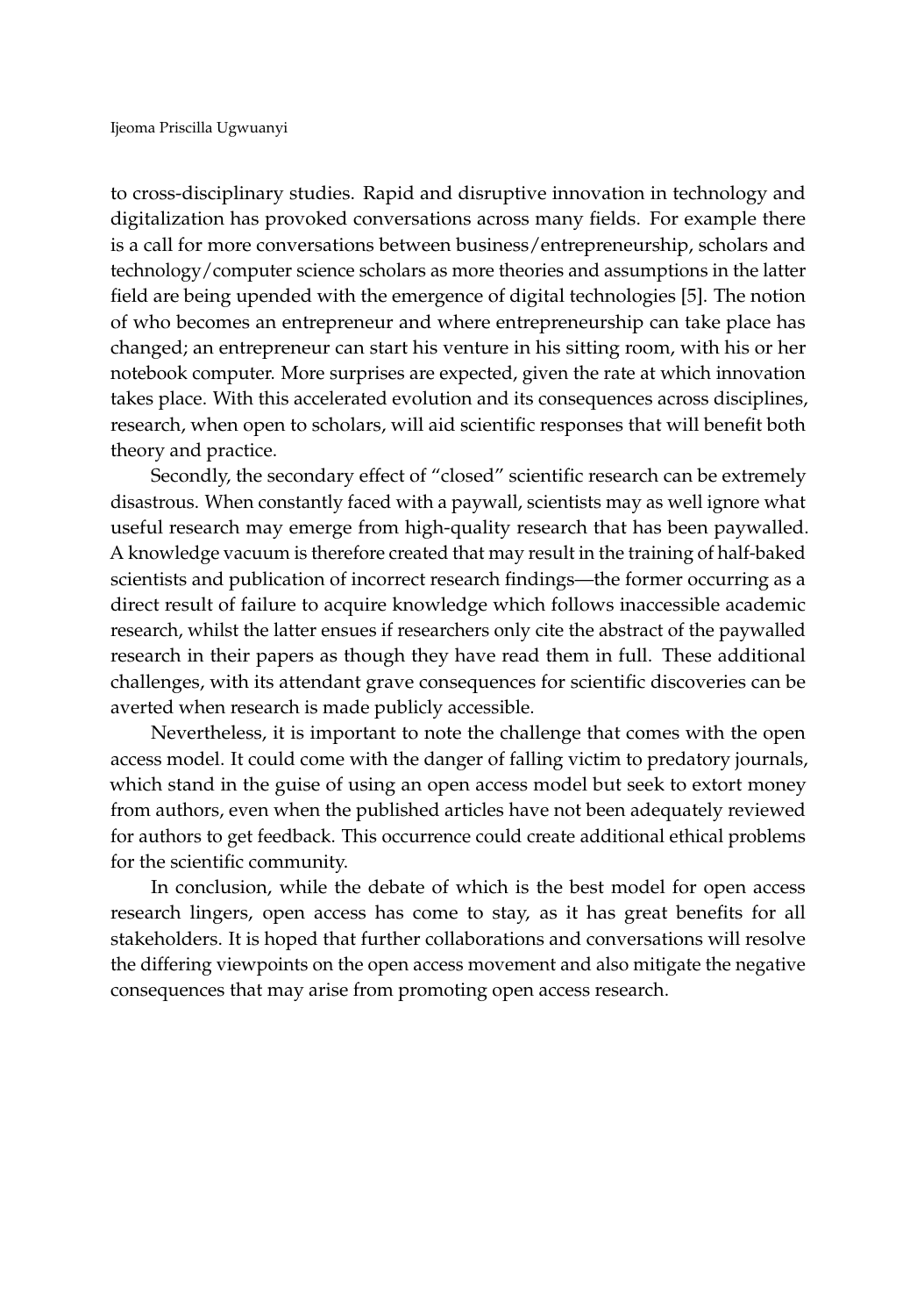to cross-disciplinary studies. Rapid and disruptive innovation in technology and digitalization has provoked conversations across many fields. For example there is a call for more conversations between business/entrepreneurship, scholars and technology/computer science scholars as more theories and assumptions in the latter field are being upended with the emergence of digital technologies [5]. The notion of who becomes an entrepreneur and where entrepreneurship can take place has changed; an entrepreneur can start his venture in his sitting room, with his or her notebook computer. More surprises are expected, given the rate at which innovation takes place. With this accelerated evolution and its consequences across disciplines, research, when open to scholars, will aid scientific responses that will benefit both theory and practice.

Secondly, the secondary effect of "closed" scientific research can be extremely disastrous. When constantly faced with a paywall, scientists may as well ignore what useful research may emerge from high-quality research that has been paywalled. A knowledge vacuum is therefore created that may result in the training of half-baked scientists and publication of incorrect research findings—the former occurring as a direct result of failure to acquire knowledge which follows inaccessible academic research, whilst the latter ensues if researchers only cite the abstract of the paywalled research in their papers as though they have read them in full. These additional challenges, with its attendant grave consequences for scientific discoveries can be averted when research is made publicly accessible.

Nevertheless, it is important to note the challenge that comes with the open access model. It could come with the danger of falling victim to predatory journals, which stand in the guise of using an open access model but seek to extort money from authors, even when the published articles have not been adequately reviewed for authors to get feedback. This occurrence could create additional ethical problems for the scientific community.

In conclusion, while the debate of which is the best model for open access research lingers, open access has come to stay, as it has great benefits for all stakeholders. It is hoped that further collaborations and conversations will resolve the differing viewpoints on the open access movement and also mitigate the negative consequences that may arise from promoting open access research.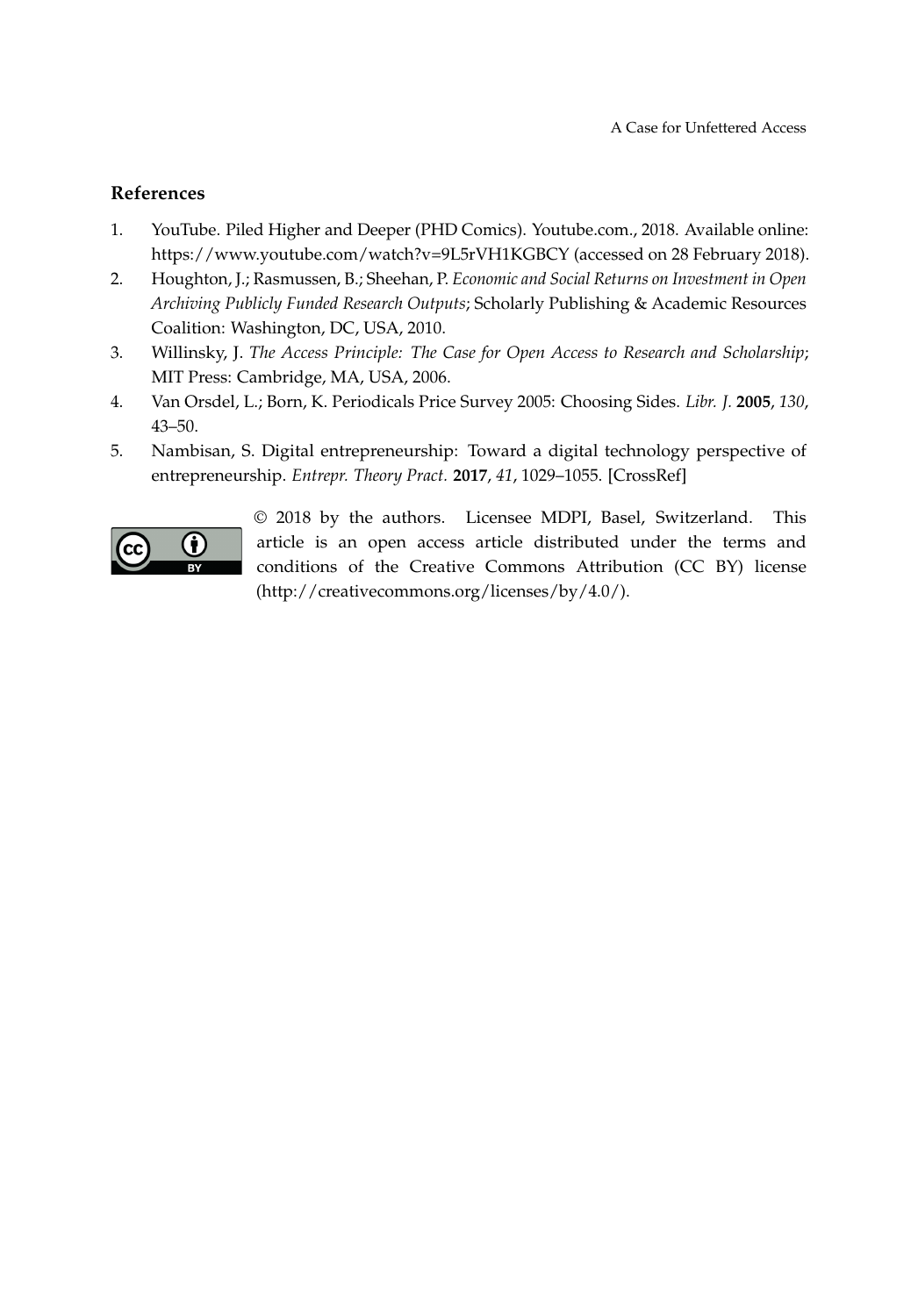## References

1. YouTube. Piled Higher and Deeper (PHD Comics). Youtube.com., 2018. Available online: https://www.youtube.com/watch?v=9L5rVH1KGBCY (accessed on 28 February 2018).
2. Houghton, J.; Rasmussen, B.; Sheehan, P. *Economic and Social Returns on Investment in Open Archiving Publicly Funded Research Outputs*; Scholarly Publishing & Academic Resources Coalition: Washington, DC, USA, 2010.
3. Willinsky, J. *The Access Principle: The Case for Open Access to Research and Scholarship*; MIT Press: Cambridge, MA, USA, 2006.
4. Van Orsdel, L.; Born, K. Periodicals Price Survey 2005: Choosing Sides. *Libr. J.* **2005**, *130*, 43–50.
5. Nambisan, S. Digital entrepreneurship: Toward a digital technology perspective of entrepreneurship. *Entrepr. Theory Pract.* **2017**, *41*, 1029–1055. [CrossRef]

© 2018 by the authors. Licensee MDPI, Basel, Switzerland. This article is an open access article distributed under the terms and conditions of the Creative Commons Attribution (CC BY) license (http://creativecommons.org/licenses/by/4.0/).